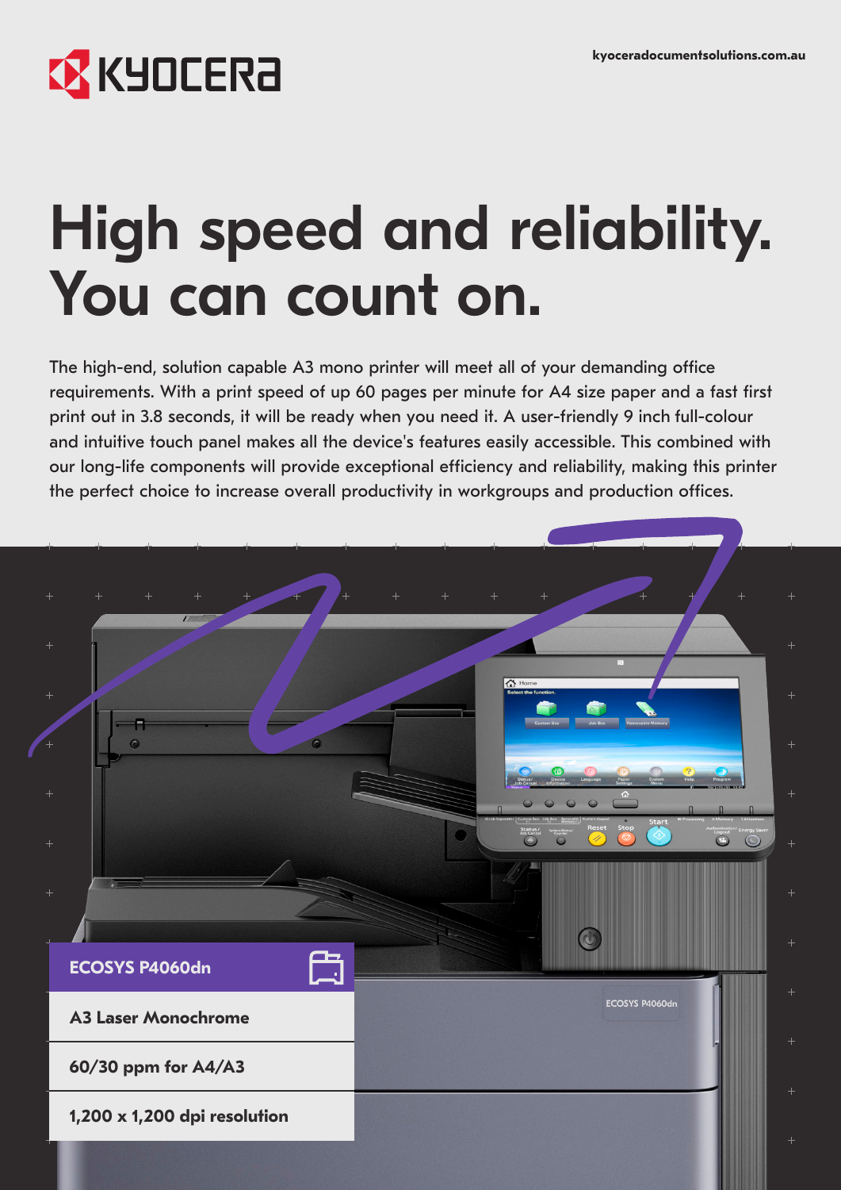KYOCERA

kyoceradocumentsolutions.com.au

# High speed and reliability. You can count on.

The high-end, solution capable A3 mono printer will meet all of your demanding office requirements. With a print speed of up 60 pages per minute for A4 size paper and a fast first print out in 3.8 seconds, it will be ready when you need it. A user-friendly 9 inch full-colour and intuitive touch panel makes all the device's features easily accessible. This combined with our long-life components will provide exceptional efficiency and reliability, making this printer the perfect choice to increase overall productivity in workgroups and production offices.

**ECOSYS P4060dn**

**A3 Laser Monochrome**

**60/30 ppm for A4/A3**

**1,200 x 1,200 dpi resolution**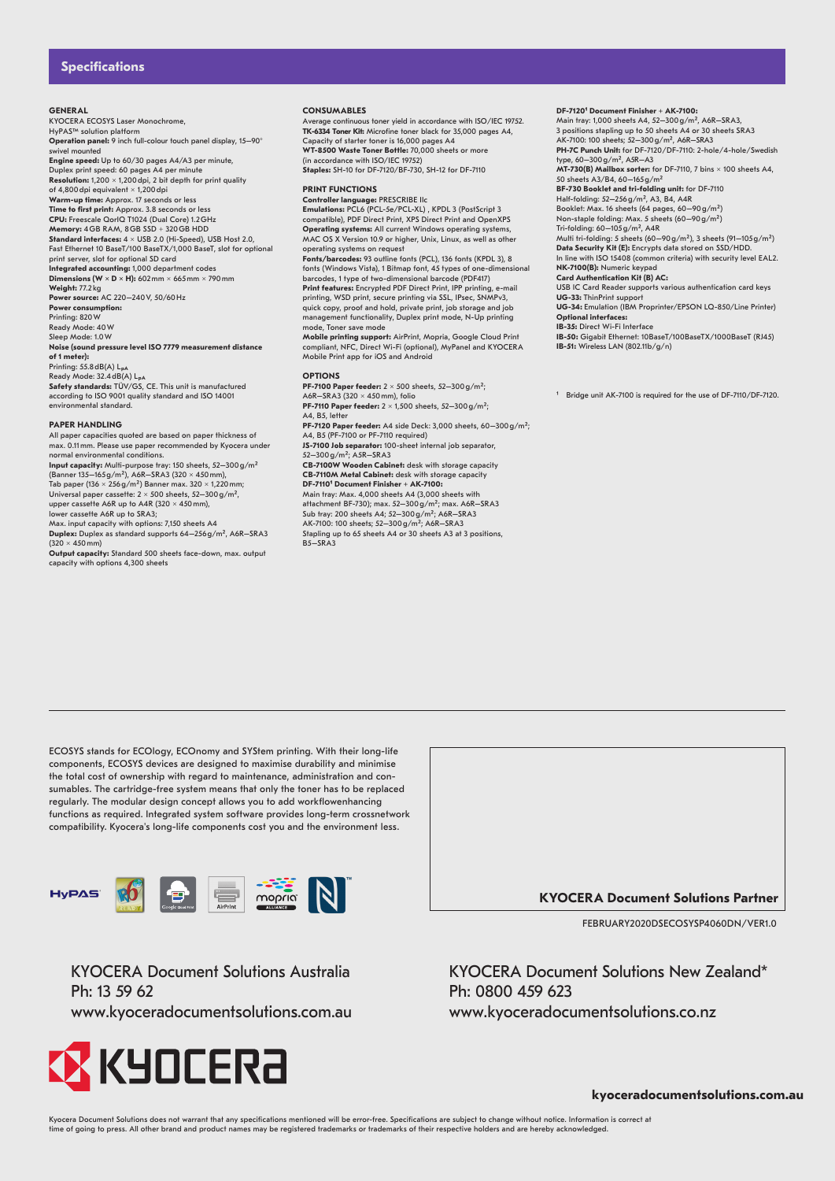## Specifications

### GENERAL

KYOCERA ECOSYS Laser Monochrome, HyPAS™ solution platform
**Operation panel:** 9 inch full-colour touch panel display, 15–90° swivel mounted
**Engine speed:** Up to 60/30 pages A4/A3 per minute, Duplex print speed: 60 pages A4 per minute
**Resolution:** 1,200 × 1,200 dpi, 2 bit depth for print quality of 4,800 dpi equivalent × 1,200 dpi
**Warm-up time:** Approx. 17 seconds or less
**Time to first print:** Approx. 3.8 seconds or less
**CPU:** Freescale QorIQ T1024 (Dual Core) 1.2 GHz
**Memory:** 4 GB RAM, 8 GB SSD + 320 GB HDD
**Standard interfaces:** 4 × USB 2.0 (Hi-Speed), USB Host 2.0, Fast Ethernet 10 BaseT/100 BaseTX/1,000 BaseT, slot for optional print server, slot for optional SD card
**Integrated accounting:** 1,000 department codes
**Dimensions (W × D × H):** 602 mm × 665 mm × 790 mm
**Weight:** 77.2 kg
**Power source:** AC 220–240 V, 50/60 Hz
**Power consumption:**
Printing: 820 W
Ready Mode: 40 W
Sleep Mode: 1.0 W
**Noise (sound pressure level ISO 7779 measurement distance of 1 meter):**
Printing: 55.8 dB(A) $L_{pA}$
Ready Mode: 32.4 dB(A) $L_{pA}$
**Safety standards:** TÜV/GS, CE. This unit is manufactured according to ISO 9001 quality standard and ISO 14001 environmental standard.

### PAPER HANDLING

All paper capacities quoted are based on paper thickness of max. 0.11 mm. Please use paper recommended by Kyocera under normal environmental conditions.
**Input capacity:** Multi-purpose tray: 150 sheets, 52–300 g/m² (Banner 135–165 g/m²), A6R–SRA3 (320 × 450 mm), Tab paper (136 × 256 g/m²) Banner max. 320 × 1,220 mm; Universal paper cassette: 2 × 500 sheets, 52–300 g/m², upper cassette A6R up to A4R (320 × 450 mm), lower cassette A6R up to SRA3;
Max. input capacity with options: 7,150 sheets A4
**Duplex:** Duplex as standard supports 64–256 g/m², A6R–SRA3 (320 × 450 mm)
**Output capacity:** Standard 500 sheets face-down, max. output capacity with options 4,300 sheets

### CONSUMABLES

Average continuous toner yield in accordance with ISO/IEC 19752.
**TK-6334 Toner Kit:** Microfine toner black for 35,000 pages A4, Capacity of starter toner is 16,000 pages A4
**WT-8500 Waste Toner Bottle:** 70,000 sheets or more (in accordance with ISO/IEC 19752)
**Staples:** SH-10 for DF-7120/BF-730, SH-12 for DF-7110

### PRINT FUNCTIONS

**Controller language:** PRESCRIBE IIc
**Emulations:** PCL6 (PCL-5e/PCL-XL) , KPDL 3 (PostScript 3 compatible), PDF Direct Print, XPS Direct Print and OpenXPS
**Operating systems:** All current Windows operating systems, MAC OS X Version 10.9 or higher, Unix, Linux, as well as other operating systems on request
**Fonts/barcodes:** 93 outline fonts (PCL), 136 fonts (KPDL 3), 8 fonts (Windows Vista), 1 Bitmap font, 45 types of one-dimensional barcodes, 1 type of two-dimensional barcode (PDF417)
**Print features:** Encrypted PDF Direct Print, IPP printing, e-mail printing, WSD print, secure printing via SSL, IPsec, SNMPv3, quick copy, proof and hold, private print, job storage and job management functionality, Duplex print mode, N-Up printing mode, Toner save mode
**Mobile printing support:** AirPrint, Mopria, Google Cloud Print compliant, NFC, Direct Wi-Fi (optional), MyPanel and KYOCERA Mobile Print app for iOS and Android

### OPTIONS

**PF-7100 Paper feeder:** 2 × 500 sheets, 52–300 g/m²; A6R–SRA3 (320 × 450 mm), folio
**PF-7110 Paper feeder:** 2 × 1,500 sheets, 52–300 g/m²; A4, B5, letter
**PF-7120 Paper feeder:** A4 side Deck: 3,000 sheets, 60–300 g/m²; A4, B5 (PF-7100 or PF-7110 required)
**JS-7100 Job separator:** 100-sheet internal job separator, 52–300 g/m²; A5R–SRA3
**CB-7100W Wooden Cabinet:** desk with storage capacity
**CB-7110M Metal Cabinet:** desk with storage capacity
**DF-7110[1] Document Finisher + AK-7100:**
Main tray: Max. 4,000 sheets A4 (3,000 sheets with attachment BF-730); max. 52–300 g/m²; max. A6R–SRA3
Sub tray: 200 sheets A4; 52–300 g/m²; A6R–SRA3
AK-7100: 100 sheets; 52–300 g/m²; A6R–SRA3
Stapling up to 65 sheets A4 or 30 sheets A3 at 3 positions, B5–SRA3
**DF-7120[1] Document Finisher + AK-7100:**
Main tray: 1,000 sheets A4, 52–300 g/m², A6R–SRA3, 3 positions stapling up to 50 sheets A4 or 30 sheets SRA3
AK-7100: 100 sheets; 52–300 g/m², A6R–SRA3
**PH-7C Punch Unit:** for DF-7120/DF-7110: 2-hole/4-hole/Swedish type, 60–300 g/m², A5R–A3
**MT-730(B) Mailbox sorter:** for DF-7110, 7 bins × 100 sheets A4, 50 sheets A3/B4, 60–165 g/m²
**BF-730 Booklet and tri-folding unit:** for DF-7110
Half-folding: 52–256 g/m², A3, B4, A4R
Booklet: Max. 16 sheets (64 pages, 60–90 g/m²)
Non-staple folding: Max. 5 sheets (60–90 g/m²)
Tri-folding: 60–105 g/m², A4R
Multi tri-folding: 5 sheets (60–90 g/m²), 3 sheets (91–105 g/m²)
**Data Security Kit (E):** Encrypts data stored on SSD/HDD. In line with ISO 15408 (common criteria) with security level EAL2.
**NK-7100(B):** Numeric keypad
**Card Authentication Kit (B) AC:**
USB IC Card Reader supports various authentication card keys
**UG-33:** ThinPrint support
**UG-34:** Emulation (IBM Proprinter/EPSON LQ-850/Line Printer)
**Optional interfaces:**
**IB-35:** Direct Wi-Fi Interface
**IB-50:** Gigabit Ethernet: 10BaseT/100BaseTX/1000BaseT (RJ45)
**IB-51:** Wireless LAN (802.11b/g/n)

[1] Bridge unit AK-7100 is required for the use of DF-7110/DF-7120.

---

ECOSYS stands for ECOlogy, ECOnomy and SYStem printing. With their long-life components, ECOSYS devices are designed to maximise durability and minimise the total cost of ownership with regard to maintenance, administration and consumables. The cartridge-free system means that only the toner has to be replaced regularly. The modular design concept allows you to add workflowenhancing functions as required. Integrated system software provides long-term crossnetwork compatibility. Kyocera's long-life components cost you and the environment less.

**KYOCERA Document Solutions Partner**

FEBRUARY2020DSECOSYSP4060DN/VER1.0

KYOCERA Document Solutions Australia
Ph: 13 59 62
www.kyoceradocumentsolutions.com.au

KYOCERA Document Solutions New Zealand*
Ph: 0800 459 623
www.kyoceradocumentsolutions.co.nz

**kyoceradocumentsolutions.com.au**

Kyocera Document Solutions does not warrant that any specifications mentioned will be error-free. Specifications are subject to change without notice. Information is correct at time of going to press. All other brand and product names may be registered trademarks or trademarks of their respective holders and are hereby acknowledged.